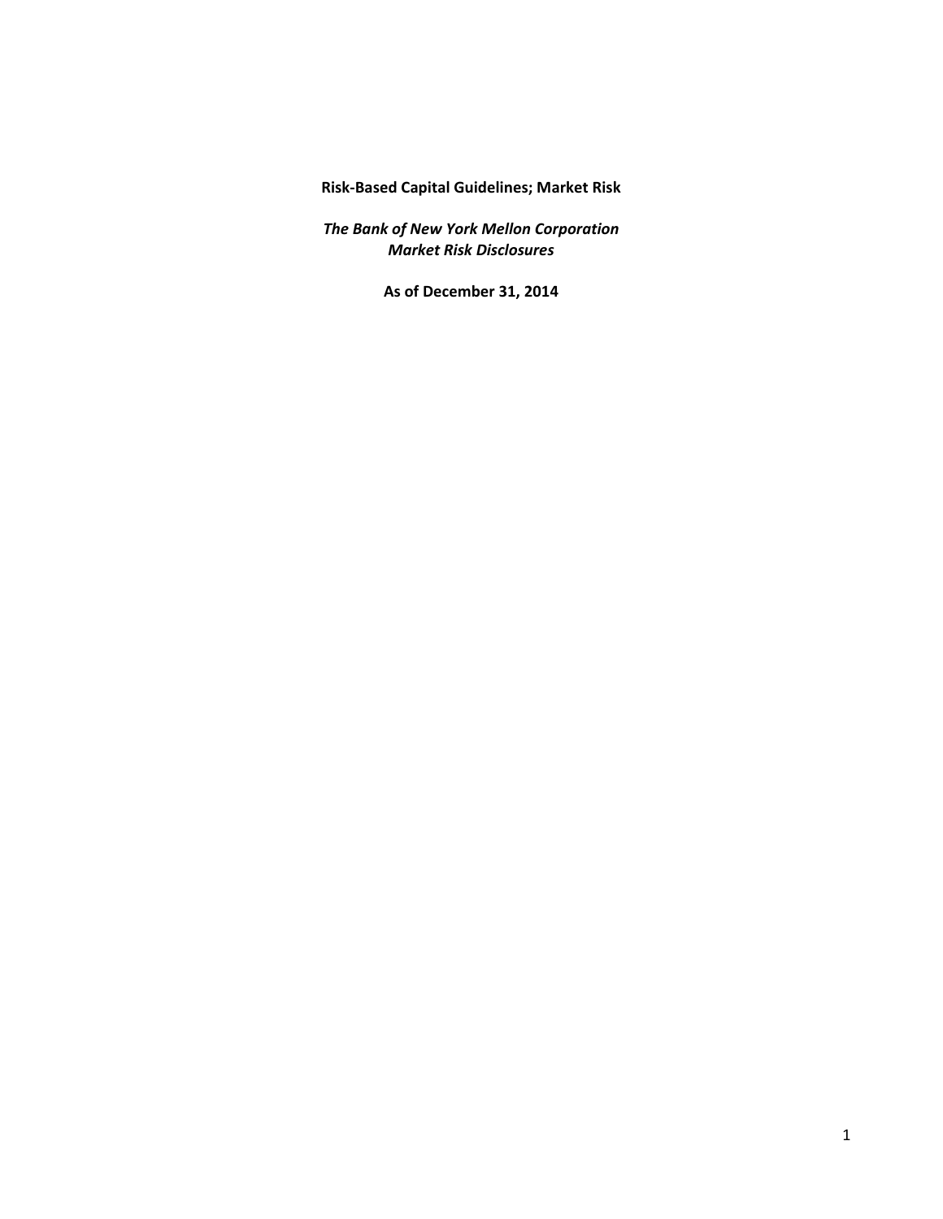**Risk-Based Capital Guidelines; Market Risk**

***The Bank of New York Mellon Corporation***
***Market Risk Disclosures***

**As of December 31, 2014**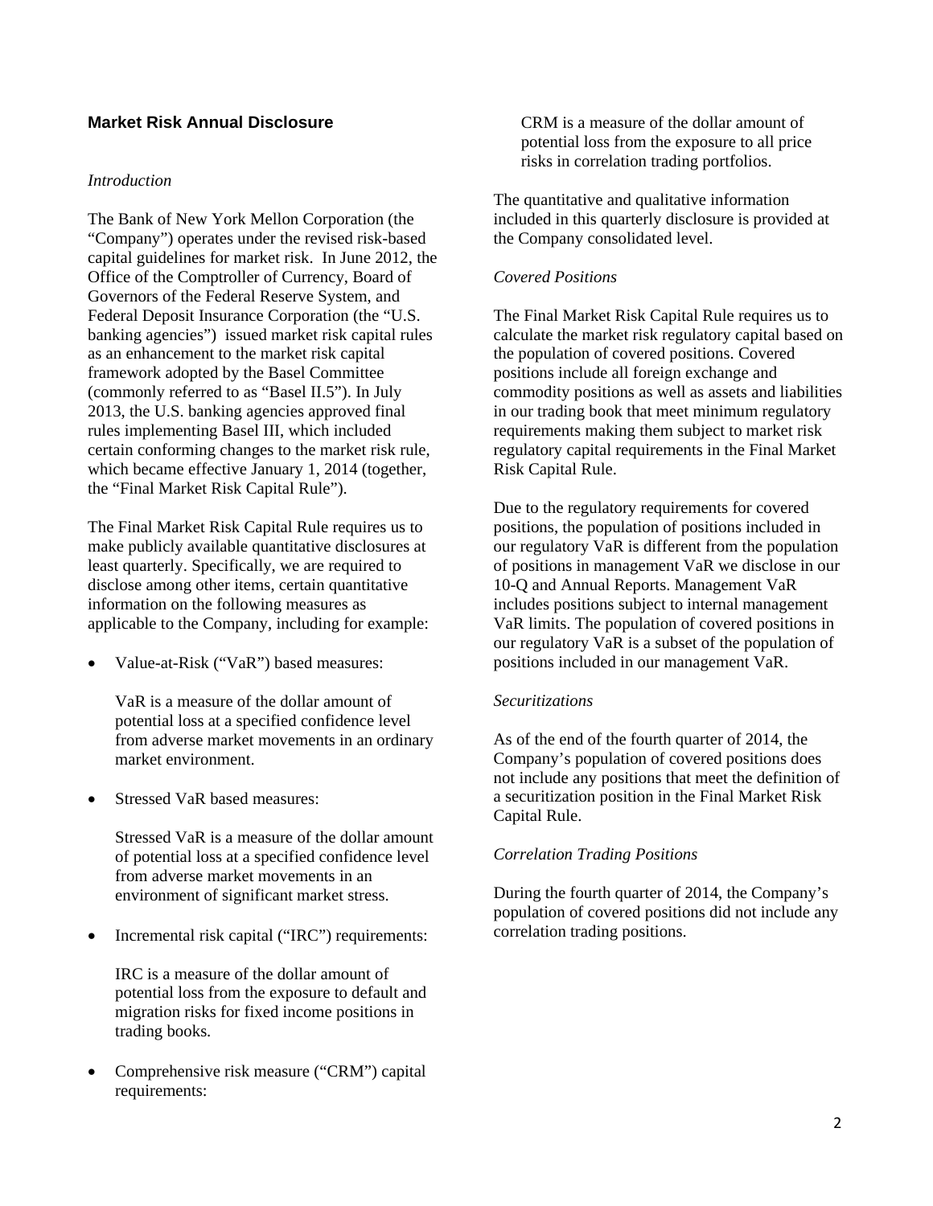## Market Risk Annual Disclosure

*Introduction*

The Bank of New York Mellon Corporation (the "Company") operates under the revised risk-based capital guidelines for market risk. In June 2012, the Office of the Comptroller of Currency, Board of Governors of the Federal Reserve System, and Federal Deposit Insurance Corporation (the "U.S. banking agencies") issued market risk capital rules as an enhancement to the market risk capital framework adopted by the Basel Committee (commonly referred to as "Basel II.5"). In July 2013, the U.S. banking agencies approved final rules implementing Basel III, which included certain conforming changes to the market risk rule, which became effective January 1, 2014 (together, the "Final Market Risk Capital Rule").

The Final Market Risk Capital Rule requires us to make publicly available quantitative disclosures at least quarterly. Specifically, we are required to disclose among other items, certain quantitative information on the following measures as applicable to the Company, including for example:

- Value-at-Risk ("VaR") based measures:

  VaR is a measure of the dollar amount of potential loss at a specified confidence level from adverse market movements in an ordinary market environment.

- Stressed VaR based measures:

  Stressed VaR is a measure of the dollar amount of potential loss at a specified confidence level from adverse market movements in an environment of significant market stress.

- Incremental risk capital ("IRC") requirements:

  IRC is a measure of the dollar amount of potential loss from the exposure to default and migration risks for fixed income positions in trading books.

- Comprehensive risk measure ("CRM") capital requirements:

  CRM is a measure of the dollar amount of potential loss from the exposure to all price risks in correlation trading portfolios.

The quantitative and qualitative information included in this quarterly disclosure is provided at the Company consolidated level.

*Covered Positions*

The Final Market Risk Capital Rule requires us to calculate the market risk regulatory capital based on the population of covered positions. Covered positions include all foreign exchange and commodity positions as well as assets and liabilities in our trading book that meet minimum regulatory requirements making them subject to market risk regulatory capital requirements in the Final Market Risk Capital Rule.

Due to the regulatory requirements for covered positions, the population of positions included in our regulatory VaR is different from the population of positions in management VaR we disclose in our 10-Q and Annual Reports. Management VaR includes positions subject to internal management VaR limits. The population of covered positions in our regulatory VaR is a subset of the population of positions included in our management VaR.

*Securitizations*

As of the end of the fourth quarter of 2014, the Company's population of covered positions does not include any positions that meet the definition of a securitization position in the Final Market Risk Capital Rule.

*Correlation Trading Positions*

During the fourth quarter of 2014, the Company's population of covered positions did not include any correlation trading positions.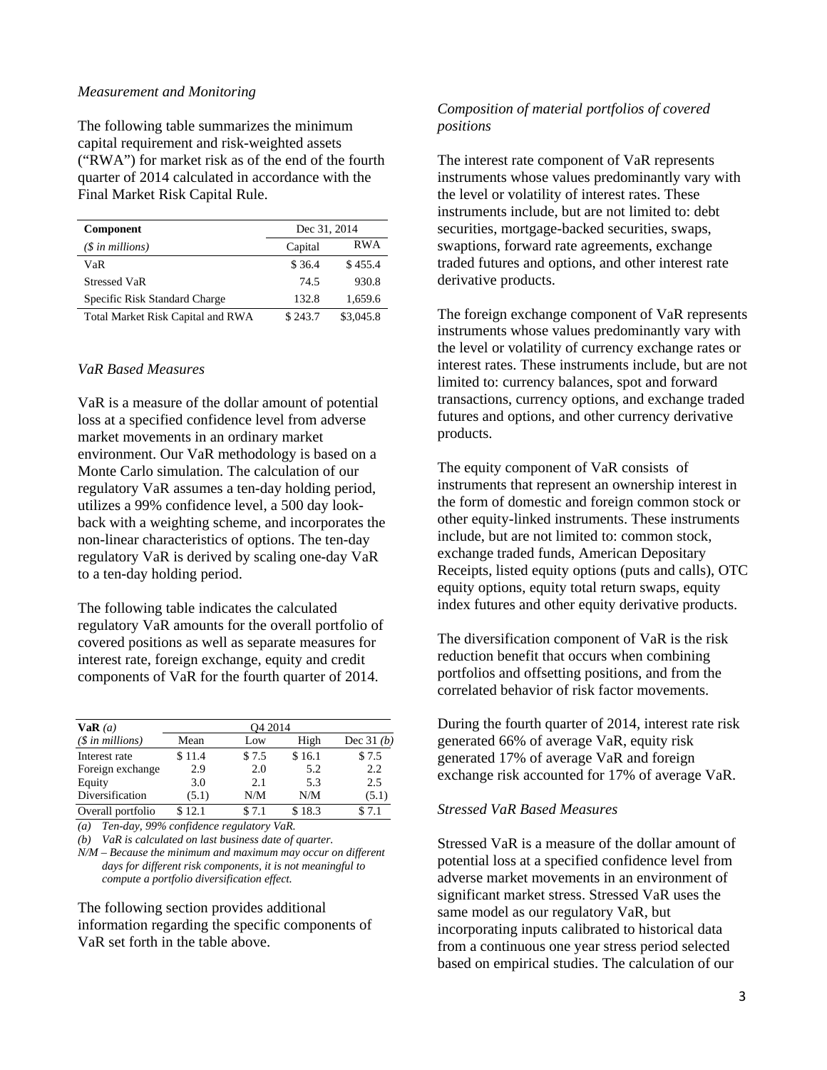*Measurement and Monitoring*

The following table summarizes the minimum capital requirement and risk-weighted assets ("RWA") for market risk as of the end of the fourth quarter of 2014 calculated in accordance with the Final Market Risk Capital Rule.

| **Component** | Dec 31, 2014 | |
|---|---|---|
| *($ in millions)* | Capital | RWA |
| VaR | $ 36.4 | $ 455.4 |
| Stressed VaR | 74.5 | 930.8 |
| Specific Risk Standard Charge | 132.8 | 1,659.6 |
| Total Market Risk Capital and RWA | $ 243.7 | $3,045.8 |

*VaR Based Measures*

VaR is a measure of the dollar amount of potential loss at a specified confidence level from adverse market movements in an ordinary market environment. Our VaR methodology is based on a Monte Carlo simulation. The calculation of our regulatory VaR assumes a ten-day holding period, utilizes a 99% confidence level, a 500 day look-back with a weighting scheme, and incorporates the non-linear characteristics of options. The ten-day regulatory VaR is derived by scaling one-day VaR to a ten-day holding period.

The following table indicates the calculated regulatory VaR amounts for the overall portfolio of covered positions as well as separate measures for interest rate, foreign exchange, equity and credit components of VaR for the fourth quarter of 2014.

| **VaR** *(a)* | Q4 2014 | | | |
|---|---|---|---|---|
| *($ in millions)* | Mean | Low | High | Dec 31 *(b)* |
| Interest rate | $ 11.4 | $ 7.5 | $ 16.1 | $ 7.5 |
| Foreign exchange | 2.9 | 2.0 | 5.2 | 2.2 |
| Equity | 3.0 | 2.1 | 5.3 | 2.5 |
| Diversification | (5.1) | N/M | N/M | (5.1) |
| Overall portfolio | $ 12.1 | $ 7.1 | $ 18.3 | $ 7.1 |

*(a) Ten-day, 99% confidence regulatory VaR.*
*(b) VaR is calculated on last business date of quarter.*
*N/M – Because the minimum and maximum may occur on different days for different risk components, it is not meaningful to compute a portfolio diversification effect.*

The following section provides additional information regarding the specific components of VaR set forth in the table above.

*Composition of material portfolios of covered positions*

The interest rate component of VaR represents instruments whose values predominantly vary with the level or volatility of interest rates. These instruments include, but are not limited to: debt securities, mortgage-backed securities, swaps, swaptions, forward rate agreements, exchange traded futures and options, and other interest rate derivative products.

The foreign exchange component of VaR represents instruments whose values predominantly vary with the level or volatility of currency exchange rates or interest rates. These instruments include, but are not limited to: currency balances, spot and forward transactions, currency options, and exchange traded futures and options, and other currency derivative products.

The equity component of VaR consists of instruments that represent an ownership interest in the form of domestic and foreign common stock or other equity-linked instruments. These instruments include, but are not limited to: common stock, exchange traded funds, American Depositary Receipts, listed equity options (puts and calls), OTC equity options, equity total return swaps, equity index futures and other equity derivative products.

The diversification component of VaR is the risk reduction benefit that occurs when combining portfolios and offsetting positions, and from the correlated behavior of risk factor movements.

During the fourth quarter of 2014, interest rate risk generated 66% of average VaR, equity risk generated 17% of average VaR and foreign exchange risk accounted for 17% of average VaR.

*Stressed VaR Based Measures*

Stressed VaR is a measure of the dollar amount of potential loss at a specified confidence level from adverse market movements in an environment of significant market stress. Stressed VaR uses the same model as our regulatory VaR, but incorporating inputs calibrated to historical data from a continuous one year stress period selected based on empirical studies. The calculation of our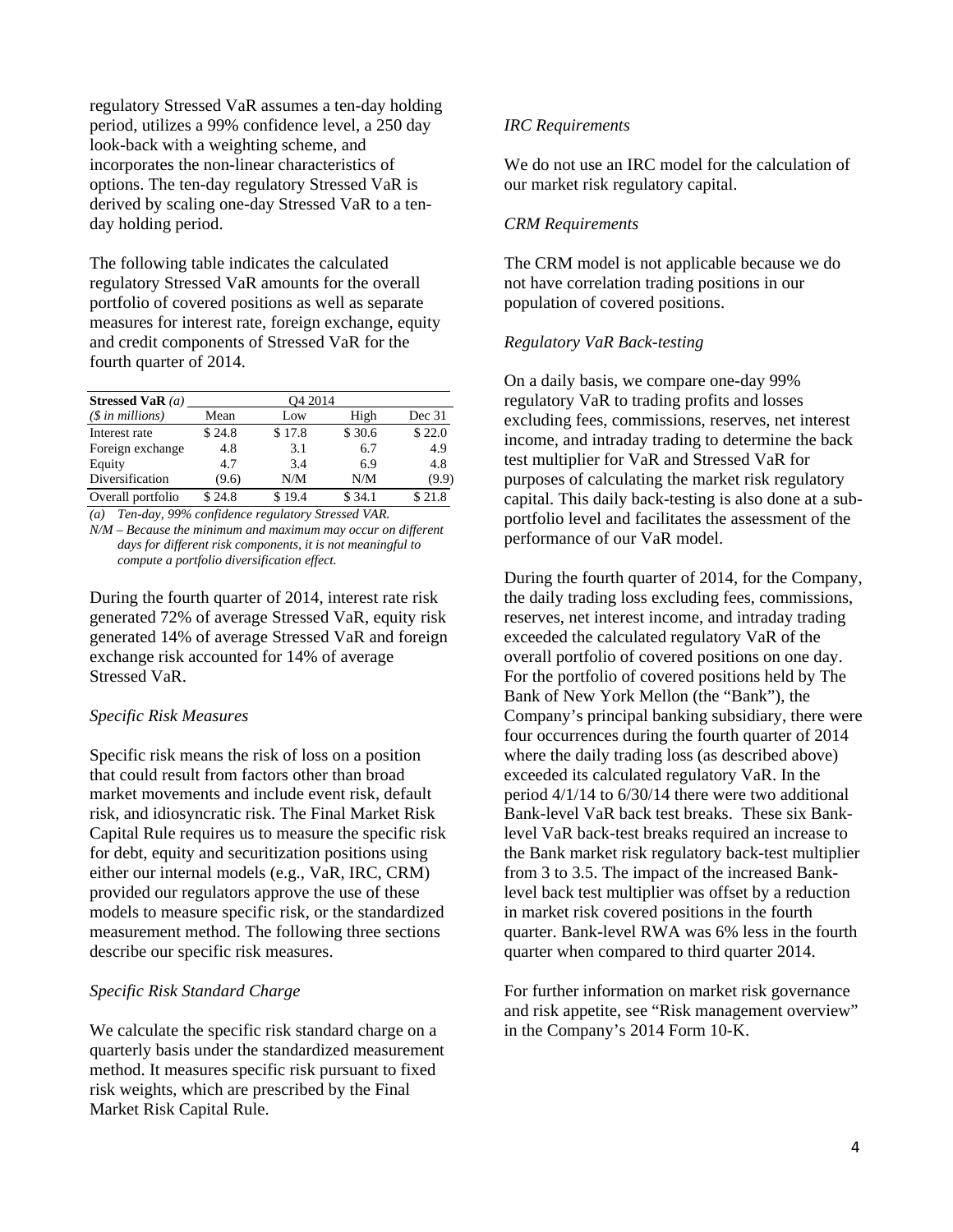regulatory Stressed VaR assumes a ten-day holding period, utilizes a 99% confidence level, a 250 day look-back with a weighting scheme, and incorporates the non-linear characteristics of options. The ten-day regulatory Stressed VaR is derived by scaling one-day Stressed VaR to a ten-day holding period.

The following table indicates the calculated regulatory Stressed VaR amounts for the overall portfolio of covered positions as well as separate measures for interest rate, foreign exchange, equity and credit components of Stressed VaR for the fourth quarter of 2014.

| **Stressed VaR** *(a)* | Q4 2014 | | | |
|---|---|---|---|---|
| *($ in millions)* | Mean | Low | High | Dec 31 |
| Interest rate | $ 24.8 | $ 17.8 | $ 30.6 | $ 22.0 |
| Foreign exchange | 4.8 | 3.1 | 6.7 | 4.9 |
| Equity | 4.7 | 3.4 | 6.9 | 4.8 |
| Diversification | (9.6) | N/M | N/M | (9.9) |
| Overall portfolio | $ 24.8 | $ 19.4 | $ 34.1 | $ 21.8 |

*(a) Ten-day, 99% confidence regulatory Stressed VAR.*
*N/M – Because the minimum and maximum may occur on different days for different risk components, it is not meaningful to compute a portfolio diversification effect.*

During the fourth quarter of 2014, interest rate risk generated 72% of average Stressed VaR, equity risk generated 14% of average Stressed VaR and foreign exchange risk accounted for 14% of average Stressed VaR.

*Specific Risk Measures*

Specific risk means the risk of loss on a position that could result from factors other than broad market movements and include event risk, default risk, and idiosyncratic risk. The Final Market Risk Capital Rule requires us to measure the specific risk for debt, equity and securitization positions using either our internal models (e.g., VaR, IRC, CRM) provided our regulators approve the use of these models to measure specific risk, or the standardized measurement method. The following three sections describe our specific risk measures.

*Specific Risk Standard Charge*

We calculate the specific risk standard charge on a quarterly basis under the standardized measurement method. It measures specific risk pursuant to fixed risk weights, which are prescribed by the Final Market Risk Capital Rule.

*IRC Requirements*

We do not use an IRC model for the calculation of our market risk regulatory capital.

*CRM Requirements*

The CRM model is not applicable because we do not have correlation trading positions in our population of covered positions.

*Regulatory VaR Back-testing*

On a daily basis, we compare one-day 99% regulatory VaR to trading profits and losses excluding fees, commissions, reserves, net interest income, and intraday trading to determine the back test multiplier for VaR and Stressed VaR for purposes of calculating the market risk regulatory capital. This daily back-testing is also done at a sub-portfolio level and facilitates the assessment of the performance of our VaR model.

During the fourth quarter of 2014, for the Company, the daily trading loss excluding fees, commissions, reserves, net interest income, and intraday trading exceeded the calculated regulatory VaR of the overall portfolio of covered positions on one day. For the portfolio of covered positions held by The Bank of New York Mellon (the "Bank"), the Company's principal banking subsidiary, there were four occurrences during the fourth quarter of 2014 where the daily trading loss (as described above) exceeded its calculated regulatory VaR. In the period 4/1/14 to 6/30/14 there were two additional Bank-level VaR back test breaks. These six Bank-level VaR back-test breaks required an increase to the Bank market risk regulatory back-test multiplier from 3 to 3.5. The impact of the increased Bank-level back test multiplier was offset by a reduction in market risk covered positions in the fourth quarter. Bank-level RWA was 6% less in the fourth quarter when compared to third quarter 2014.

For further information on market risk governance and risk appetite, see "Risk management overview" in the Company's 2014 Form 10-K.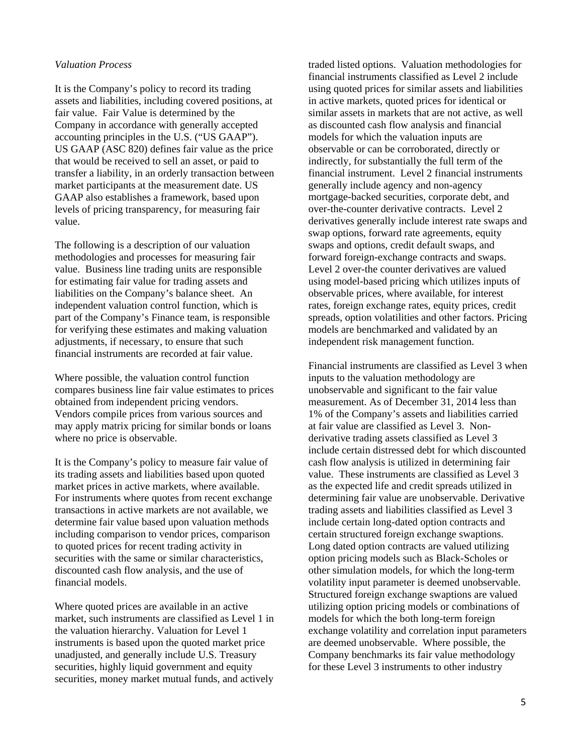*Valuation Process*

It is the Company's policy to record its trading assets and liabilities, including covered positions, at fair value. Fair Value is determined by the Company in accordance with generally accepted accounting principles in the U.S. ("US GAAP"). US GAAP (ASC 820) defines fair value as the price that would be received to sell an asset, or paid to transfer a liability, in an orderly transaction between market participants at the measurement date. US GAAP also establishes a framework, based upon levels of pricing transparency, for measuring fair value.

The following is a description of our valuation methodologies and processes for measuring fair value. Business line trading units are responsible for estimating fair value for trading assets and liabilities on the Company's balance sheet. An independent valuation control function, which is part of the Company's Finance team, is responsible for verifying these estimates and making valuation adjustments, if necessary, to ensure that such financial instruments are recorded at fair value.

Where possible, the valuation control function compares business line fair value estimates to prices obtained from independent pricing vendors. Vendors compile prices from various sources and may apply matrix pricing for similar bonds or loans where no price is observable.

It is the Company's policy to measure fair value of its trading assets and liabilities based upon quoted market prices in active markets, where available. For instruments where quotes from recent exchange transactions in active markets are not available, we determine fair value based upon valuation methods including comparison to vendor prices, comparison to quoted prices for recent trading activity in securities with the same or similar characteristics, discounted cash flow analysis, and the use of financial models.

Where quoted prices are available in an active market, such instruments are classified as Level 1 in the valuation hierarchy. Valuation for Level 1 instruments is based upon the quoted market price unadjusted, and generally include U.S. Treasury securities, highly liquid government and equity securities, money market mutual funds, and actively traded listed options. Valuation methodologies for financial instruments classified as Level 2 include using quoted prices for similar assets and liabilities in active markets, quoted prices for identical or similar assets in markets that are not active, as well as discounted cash flow analysis and financial models for which the valuation inputs are observable or can be corroborated, directly or indirectly, for substantially the full term of the financial instrument. Level 2 financial instruments generally include agency and non-agency mortgage-backed securities, corporate debt, and over-the-counter derivative contracts. Level 2 derivatives generally include interest rate swaps and swap options, forward rate agreements, equity swaps and options, credit default swaps, and forward foreign-exchange contracts and swaps. Level 2 over-the counter derivatives are valued using model-based pricing which utilizes inputs of observable prices, where available, for interest rates, foreign exchange rates, equity prices, credit spreads, option volatilities and other factors. Pricing models are benchmarked and validated by an independent risk management function.

Financial instruments are classified as Level 3 when inputs to the valuation methodology are unobservable and significant to the fair value measurement. As of December 31, 2014 less than 1% of the Company's assets and liabilities carried at fair value are classified as Level 3. Non-derivative trading assets classified as Level 3 include certain distressed debt for which discounted cash flow analysis is utilized in determining fair value. These instruments are classified as Level 3 as the expected life and credit spreads utilized in determining fair value are unobservable. Derivative trading assets and liabilities classified as Level 3 include certain long-dated option contracts and certain structured foreign exchange swaptions. Long dated option contracts are valued utilizing option pricing models such as Black-Scholes or other simulation models, for which the long-term volatility input parameter is deemed unobservable. Structured foreign exchange swaptions are valued utilizing option pricing models or combinations of models for which the both long-term foreign exchange volatility and correlation input parameters are deemed unobservable. Where possible, the Company benchmarks its fair value methodology for these Level 3 instruments to other industry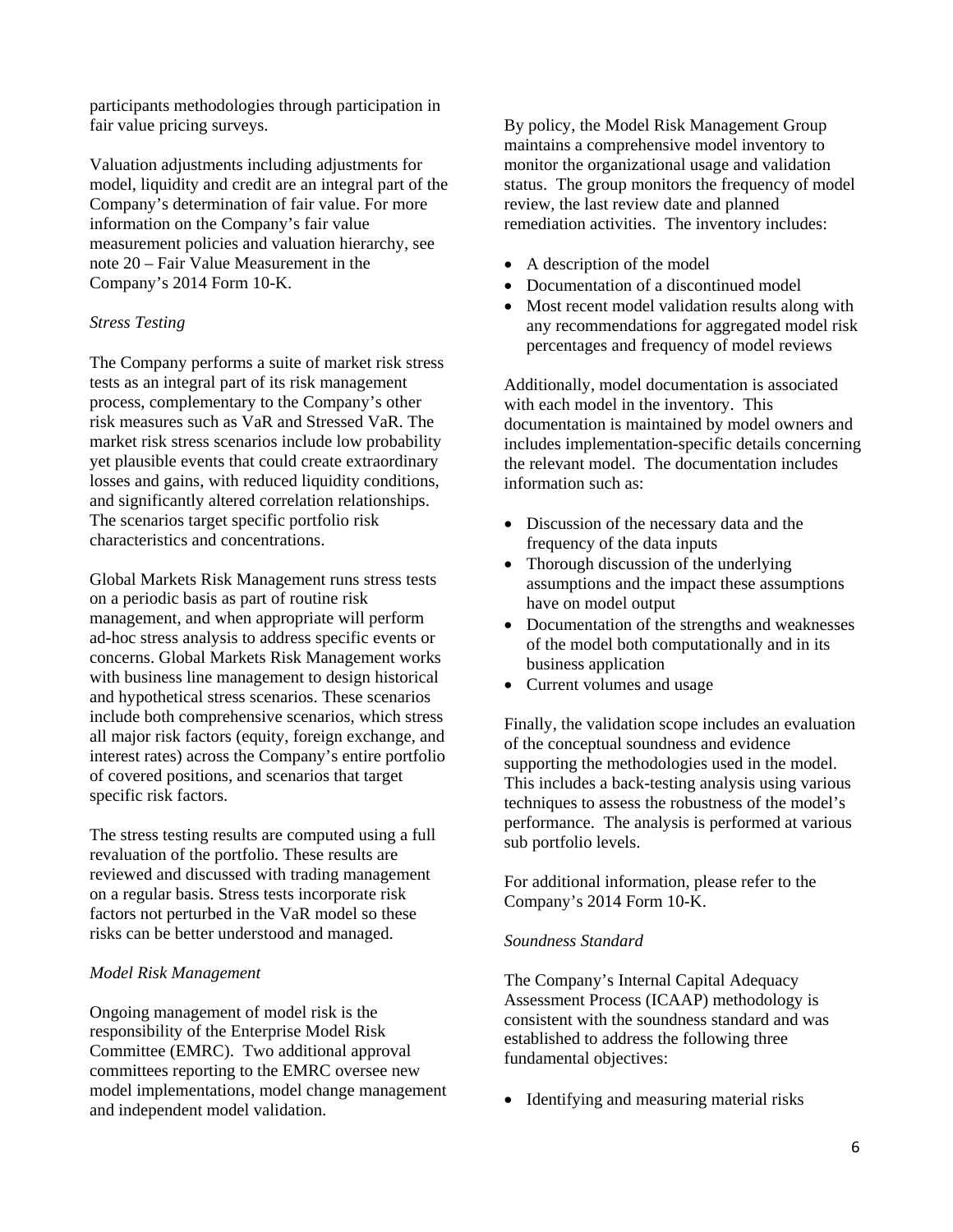participants methodologies through participation in fair value pricing surveys.

Valuation adjustments including adjustments for model, liquidity and credit are an integral part of the Company's determination of fair value. For more information on the Company's fair value measurement policies and valuation hierarchy, see note 20 – Fair Value Measurement in the Company's 2014 Form 10-K.

*Stress Testing*

The Company performs a suite of market risk stress tests as an integral part of its risk management process, complementary to the Company's other risk measures such as VaR and Stressed VaR. The market risk stress scenarios include low probability yet plausible events that could create extraordinary losses and gains, with reduced liquidity conditions, and significantly altered correlation relationships. The scenarios target specific portfolio risk characteristics and concentrations.

Global Markets Risk Management runs stress tests on a periodic basis as part of routine risk management, and when appropriate will perform ad-hoc stress analysis to address specific events or concerns. Global Markets Risk Management works with business line management to design historical and hypothetical stress scenarios. These scenarios include both comprehensive scenarios, which stress all major risk factors (equity, foreign exchange, and interest rates) across the Company's entire portfolio of covered positions, and scenarios that target specific risk factors.

The stress testing results are computed using a full revaluation of the portfolio. These results are reviewed and discussed with trading management on a regular basis. Stress tests incorporate risk factors not perturbed in the VaR model so these risks can be better understood and managed.

*Model Risk Management*

Ongoing management of model risk is the responsibility of the Enterprise Model Risk Committee (EMRC). Two additional approval committees reporting to the EMRC oversee new model implementations, model change management and independent model validation.

By policy, the Model Risk Management Group maintains a comprehensive model inventory to monitor the organizational usage and validation status. The group monitors the frequency of model review, the last review date and planned remediation activities. The inventory includes:

- A description of the model
- Documentation of a discontinued model
- Most recent model validation results along with any recommendations for aggregated model risk percentages and frequency of model reviews

Additionally, model documentation is associated with each model in the inventory. This documentation is maintained by model owners and includes implementation-specific details concerning the relevant model. The documentation includes information such as:

- Discussion of the necessary data and the frequency of the data inputs
- Thorough discussion of the underlying assumptions and the impact these assumptions have on model output
- Documentation of the strengths and weaknesses of the model both computationally and in its business application
- Current volumes and usage

Finally, the validation scope includes an evaluation of the conceptual soundness and evidence supporting the methodologies used in the model. This includes a back-testing analysis using various techniques to assess the robustness of the model's performance. The analysis is performed at various sub portfolio levels.

For additional information, please refer to the Company's 2014 Form 10-K.

*Soundness Standard*

The Company's Internal Capital Adequacy Assessment Process (ICAAP) methodology is consistent with the soundness standard and was established to address the following three fundamental objectives:

- Identifying and measuring material risks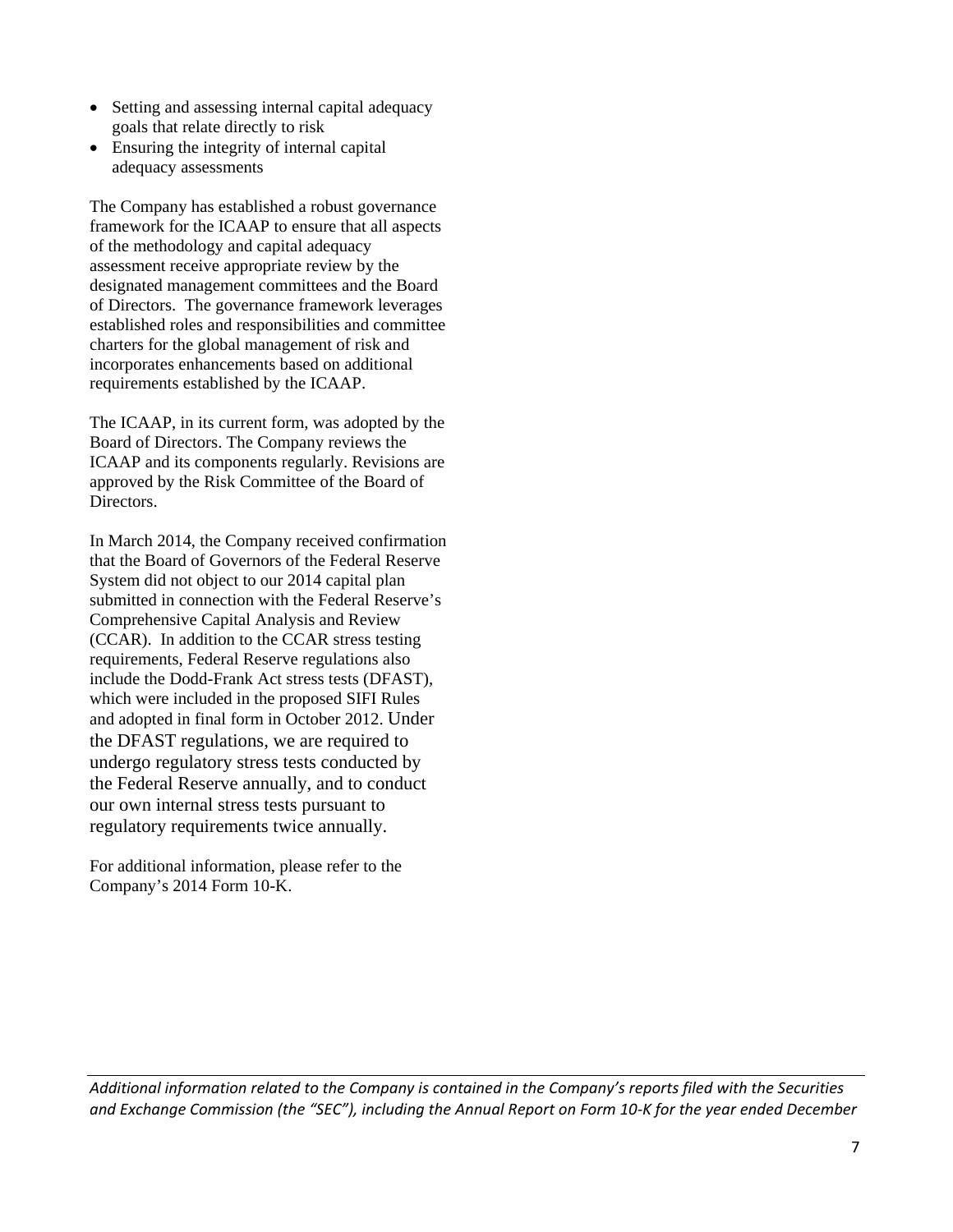- Setting and assessing internal capital adequacy goals that relate directly to risk
- Ensuring the integrity of internal capital adequacy assessments

The Company has established a robust governance framework for the ICAAP to ensure that all aspects of the methodology and capital adequacy assessment receive appropriate review by the designated management committees and the Board of Directors. The governance framework leverages established roles and responsibilities and committee charters for the global management of risk and incorporates enhancements based on additional requirements established by the ICAAP.

The ICAAP, in its current form, was adopted by the Board of Directors. The Company reviews the ICAAP and its components regularly. Revisions are approved by the Risk Committee of the Board of Directors.

In March 2014, the Company received confirmation that the Board of Governors of the Federal Reserve System did not object to our 2014 capital plan submitted in connection with the Federal Reserve's Comprehensive Capital Analysis and Review (CCAR). In addition to the CCAR stress testing requirements, Federal Reserve regulations also include the Dodd-Frank Act stress tests (DFAST), which were included in the proposed SIFI Rules and adopted in final form in October 2012. Under the DFAST regulations, we are required to undergo regulatory stress tests conducted by the Federal Reserve annually, and to conduct our own internal stress tests pursuant to regulatory requirements twice annually.

For additional information, please refer to the Company's 2014 Form 10-K.

*Additional information related to the Company is contained in the Company's reports filed with the Securities and Exchange Commission (the "SEC"), including the Annual Report on Form 10-K for the year ended December*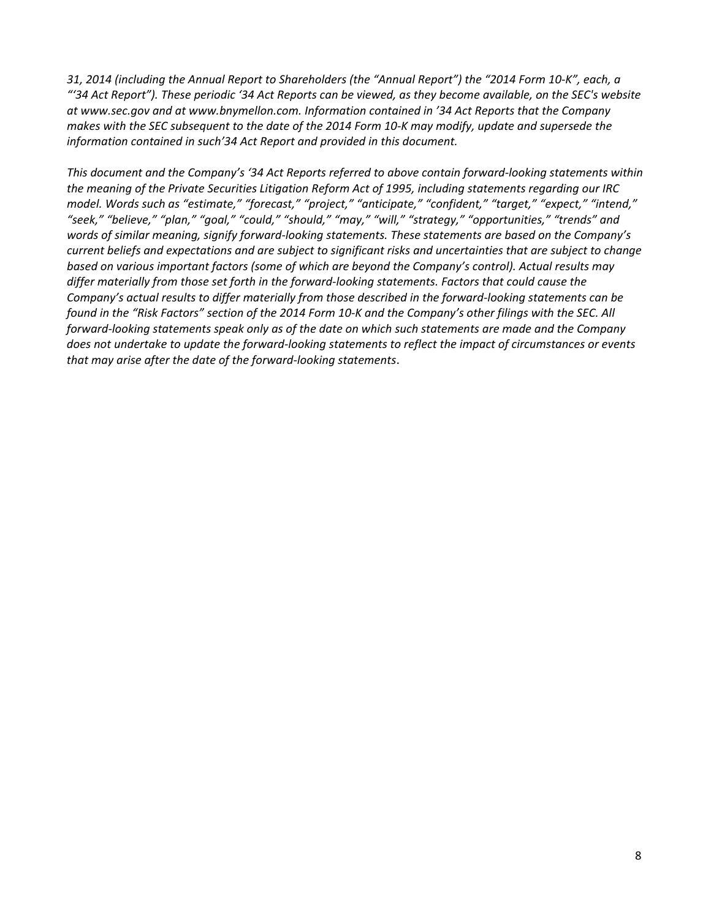*31, 2014 (including the Annual Report to Shareholders (the "Annual Report") the "2014 Form 10-K", each, a "'34 Act Report"). These periodic '34 Act Reports can be viewed, as they become available, on the SEC's website at www.sec.gov and at www.bnymellon.com. Information contained in '34 Act Reports that the Company makes with the SEC subsequent to the date of the 2014 Form 10-K may modify, update and supersede the information contained in such'34 Act Report and provided in this document.*

*This document and the Company's '34 Act Reports referred to above contain forward-looking statements within the meaning of the Private Securities Litigation Reform Act of 1995, including statements regarding our IRC model. Words such as "estimate," "forecast," "project," "anticipate," "confident," "target," "expect," "intend," "seek," "believe," "plan," "goal," "could," "should," "may," "will," "strategy," "opportunities," "trends" and words of similar meaning, signify forward-looking statements. These statements are based on the Company's current beliefs and expectations and are subject to significant risks and uncertainties that are subject to change based on various important factors (some of which are beyond the Company's control). Actual results may differ materially from those set forth in the forward-looking statements. Factors that could cause the Company's actual results to differ materially from those described in the forward-looking statements can be found in the "Risk Factors" section of the 2014 Form 10-K and the Company's other filings with the SEC. All forward-looking statements speak only as of the date on which such statements are made and the Company does not undertake to update the forward-looking statements to reflect the impact of circumstances or events that may arise after the date of the forward-looking statements.*